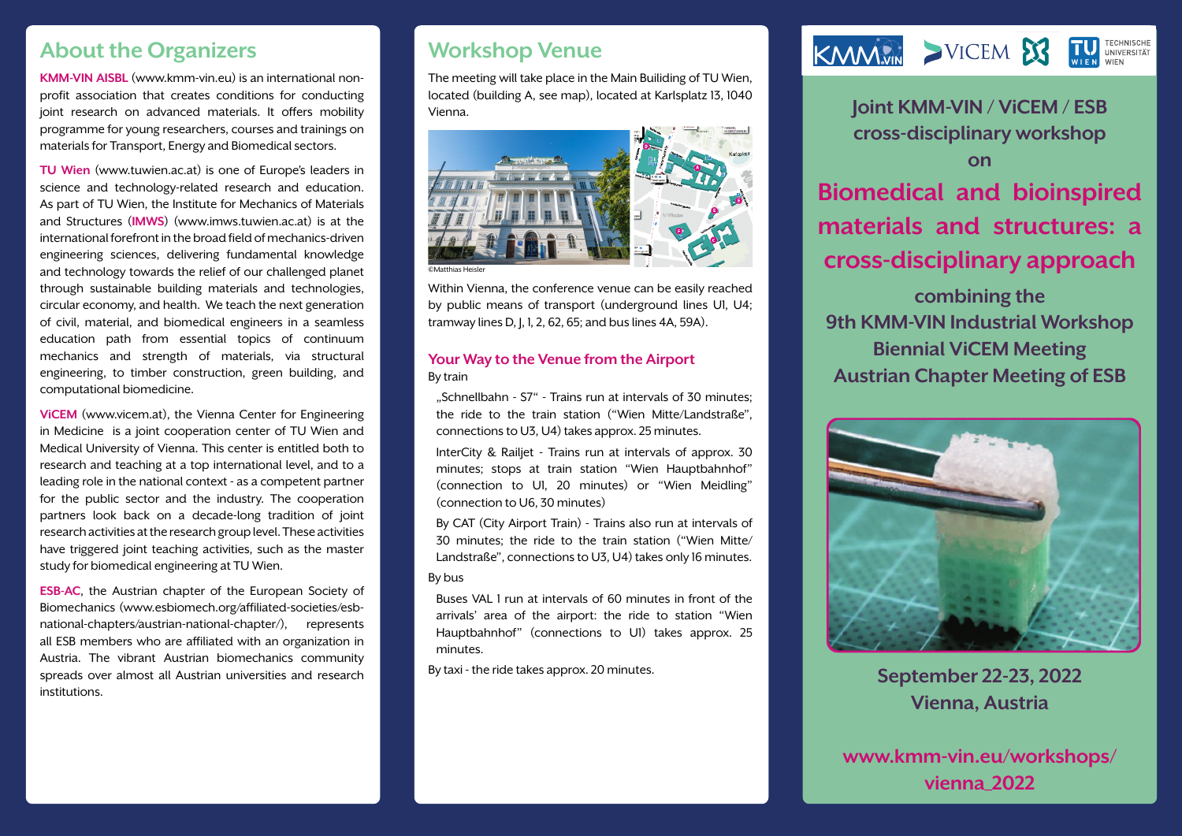## About the Organizers

**KMM-VIN AISBL** (www.kmm-vin.eu) is an international non-profit association that creates conditions for conducting joint research on advanced materials. It offers mobility programme for young researchers, courses and trainings on materials for Transport, Energy and Biomedical sectors.

**TU Wien** (www.tuwien.ac.at) is one of Europe's leaders in science and technology-related research and education. As part of TU Wien, the Institute for Mechanics of Materials and Structures (**IMWS**) (www.imws.tuwien.ac.at) is at the international forefront in the broad field of mechanics-driven engineering sciences, delivering fundamental knowledge and technology towards the relief of our challenged planet through sustainable building materials and technologies, circular economy, and health. We teach the next generation of civil, material, and biomedical engineers in a seamless education path from essential topics of continuum mechanics and strength of materials, via structural engineering, to timber construction, green building, and computational biomedicine.

**ViCEM** (www.vicem.at), the Vienna Center for Engineering in Medicine is a joint cooperation center of TU Wien and Medical University of Vienna. This center is entitled both to research and teaching at a top international level, and to a leading role in the national context - as a competent partner for the public sector and the industry. The cooperation partners look back on a decade-long tradition of joint research activities at the research group level. These activities have triggered joint teaching activities, such as the master study for biomedical engineering at TU Wien.

**ESB-AC**, the Austrian chapter of the European Society of Biomechanics (www.esbiomech.org/affiliated-societies/esb-national-chapters/austrian-national-chapter/), represents all ESB members who are affiliated with an organization in Austria. The vibrant Austrian biomechanics community spreads over almost all Austrian universities and research institutions.

## Workshop Venue

The meeting will take place in the Main Builiding of TU Wien, located (building A, see map), located at Karlsplatz 13, 1040 Vienna.

©Matthias Heisler

Within Vienna, the conference venue can be easily reached by public means of transport (underground lines U1, U4; tramway lines D, J, 1, 2, 62, 65; and bus lines 4A, 59A).

### Your Way to the Venue from the Airport

By train

„Schnellbahn - S7" - Trains run at intervals of 30 minutes; the ride to the train station ("Wien Mitte/Landstraße", connections to U3, U4) takes approx. 25 minutes.

InterCity & Railjet - Trains run at intervals of approx. 30 minutes; stops at train station "Wien Hauptbahnhof" (connection to U1, 20 minutes) or "Wien Meidling" (connection to U6, 30 minutes)

By CAT (City Airport Train) - Trains also run at intervals of 30 minutes; the ride to the train station ("Wien Mitte/ Landstraße", connections to U3, U4) takes only 16 minutes.

By bus

Buses VAL 1 run at intervals of 60 minutes in front of the arrivals' area of the airport: the ride to station "Wien Hauptbahnhof" (connections to U1) takes approx. 25 minutes.

By taxi - the ride takes approx. 20 minutes.

KMM-VIN ViCEM TU WIEN TECHNISCHE UNIVERSITÄT WIEN

# Joint KMM-VIN / ViCEM / ESB cross-disciplinary workshop on

# Biomedical and bioinspired materials and structures: a cross-disciplinary approach

combining the
9th KMM-VIN Industrial Workshop
Biennial ViCEM Meeting
Austrian Chapter Meeting of ESB

**September 22-23, 2022**
**Vienna, Austria**

**www.kmm-vin.eu/workshops/vienna_2022**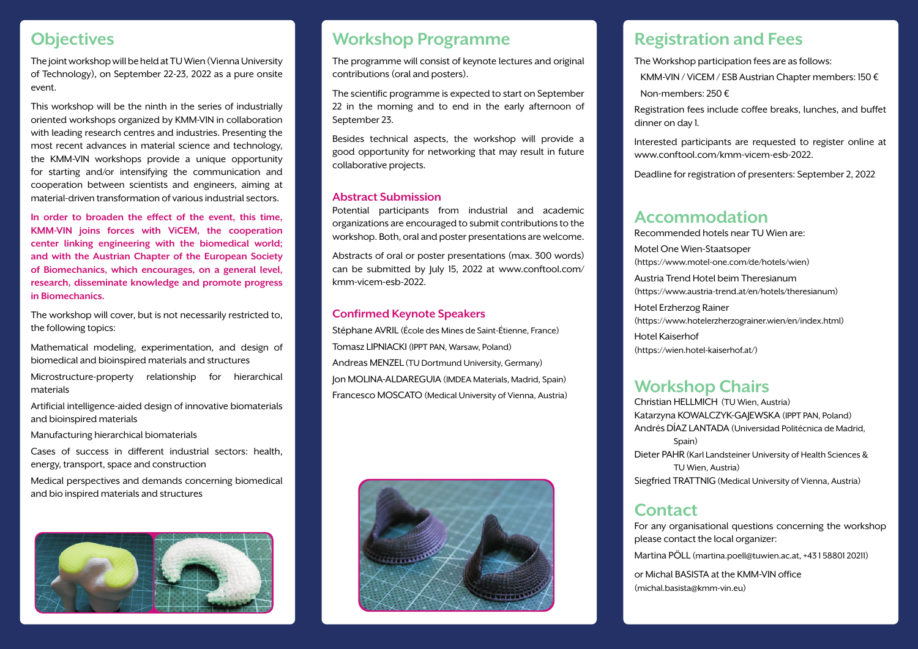## Objectives

The joint workshop will be held at TU Wien (Vienna University of Technology), on September 22-23, 2022 as a pure onsite event.

This workshop will be the ninth in the series of industrially oriented workshops organized by KMM-VIN in collaboration with leading research centres and industries. Presenting the most recent advances in material science and technology, the KMM-VIN workshops provide a unique opportunity for starting and/or intensifying the communication and cooperation between scientists and engineers, aiming at material-driven transformation of various industrial sectors.

**In order to broaden the effect of the event, this time, KMM-VIN joins forces with ViCEM, the cooperation center linking engineering with the biomedical world; and with the Austrian Chapter of the European Society of Biomechanics, which encourages, on a general level, research, disseminate knowledge and promote progress in Biomechanics.**

The workshop will cover, but is not necessarily restricted to, the following topics:

Mathematical modeling, experimentation, and design of biomedical and bioinspired materials and structures

Microstructure-property relationship for hierarchical materials

Artificial intelligence-aided design of innovative biomaterials and bioinspired materials

Manufacturing hierarchical biomaterials

Cases of success in different industrial sectors: health, energy, transport, space and construction

Medical perspectives and demands concerning biomedical and bio inspired materials and structures

## Workshop Programme

The programme will consist of keynote lectures and original contributions (oral and posters).

The scientific programme is expected to start on September 22 in the morning and to end in the early afternoon of September 23.

Besides technical aspects, the workshop will provide a good opportunity for networking that may result in future collaborative projects.

### Abstract Submission

Potential participants from industrial and academic organizations are encouraged to submit contributions to the workshop. Both, oral and poster presentations are welcome.

Abstracts of oral or poster presentations (max. 300 words) can be submitted by July 15, 2022 at www.conftool.com/kmm-vicem-esb-2022.

### Confirmed Keynote Speakers

Stéphane AVRIL (École des Mines de Saint-Étienne, France)

Tomasz LIPNIACKI (IPPT PAN, Warsaw, Poland)

Andreas MENZEL (TU Dortmund University, Germany)

Jon MOLINA-ALDAREGUIA (IMDEA Materials, Madrid, Spain)

Francesco MOSCATO (Medical University of Vienna, Austria)

## Registration and Fees

The Workshop participation fees are as follows:

KMM-VIN / ViCEM / ESB Austrian Chapter members: 150 €

Non-members: 250 €

Registration fees include coffee breaks, lunches, and buffet dinner on day 1.

Interested participants are requested to register online at www.conftool.com/kmm-vicem-esb-2022.

Deadline for registration of presenters: September 2, 2022

## Accommodation

Recommended hotels near TU Wien are:

Motel One Wien-Staatsoper
(https://www.motel-one.com/de/hotels/wien)

Austria Trend Hotel beim Theresianum
(https://www.austria-trend.at/en/hotels/theresianum)

Hotel Erzherzog Rainer
(https://www.hotelerzherzograiner.wien/en/index.html)

Hotel Kaiserhof
(https://wien.hotel-kaiserhof.at/)

## Workshop Chairs

Christian HELLMICH (TU Wien, Austria)

Katarzyna KOWALCZYK-GAJEWSKA (IPPT PAN, Poland)

Andrés DÍAZ LANTADA (Universidad Politécnica de Madrid, Spain)

Dieter PAHR (Karl Landsteiner University of Health Sciences & TU Wien, Austria)

Siegfried TRATTNIG (Medical University of Vienna, Austria)

## Contact

For any organisational questions concerning the workshop please contact the local organizer:

Martina PÖLL (martina.poell@tuwien.ac.at, +43 1 58801 20211)

or Michal BASISTA at the KMM-VIN office
(michal.basista@kmm-vin.eu)